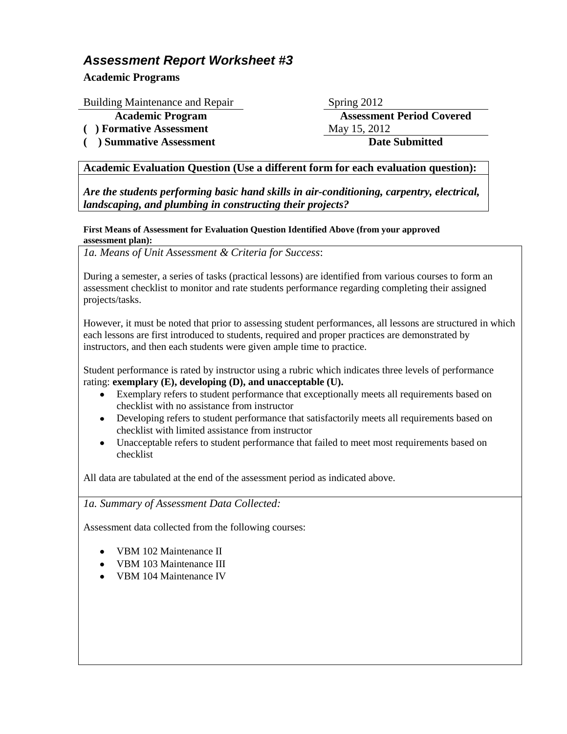# *Assessment Report Worksheet #3*

**Academic Programs**

| Building Maintenance and Repair | Spring 2012 |
|---|---|
| **Academic Program** | **Assessment Period Covered** |
| **( ) Formative Assessment** | May 15, 2012 |
| **( ) Summative Assessment** | **Date Submitted** |

**Academic Evaluation Question (Use a different form for each evaluation question):**

***Are the students performing basic hand skills in air-conditioning, carpentry, electrical, landscaping, and plumbing in constructing their projects?***

**First Means of Assessment for Evaluation Question Identified Above (from your approved assessment plan):**

*1a. Means of Unit Assessment & Criteria for Success*:

During a semester, a series of tasks (practical lessons) are identified from various courses to form an assessment checklist to monitor and rate students performance regarding completing their assigned projects/tasks.

However, it must be noted that prior to assessing student performances, all lessons are structured in which each lessons are first introduced to students, required and proper practices are demonstrated by instructors, and then each students were given ample time to practice.

Student performance is rated by instructor using a rubric which indicates three levels of performance rating: **exemplary (E), developing (D), and unacceptable (U).**

- Exemplary refers to student performance that exceptionally meets all requirements based on checklist with no assistance from instructor
- Developing refers to student performance that satisfactorily meets all requirements based on checklist with limited assistance from instructor
- Unacceptable refers to student performance that failed to meet most requirements based on checklist

All data are tabulated at the end of the assessment period as indicated above.

*1a. Summary of Assessment Data Collected:*

Assessment data collected from the following courses:

- VBM 102 Maintenance II
- VBM 103 Maintenance III
- VBM 104 Maintenance IV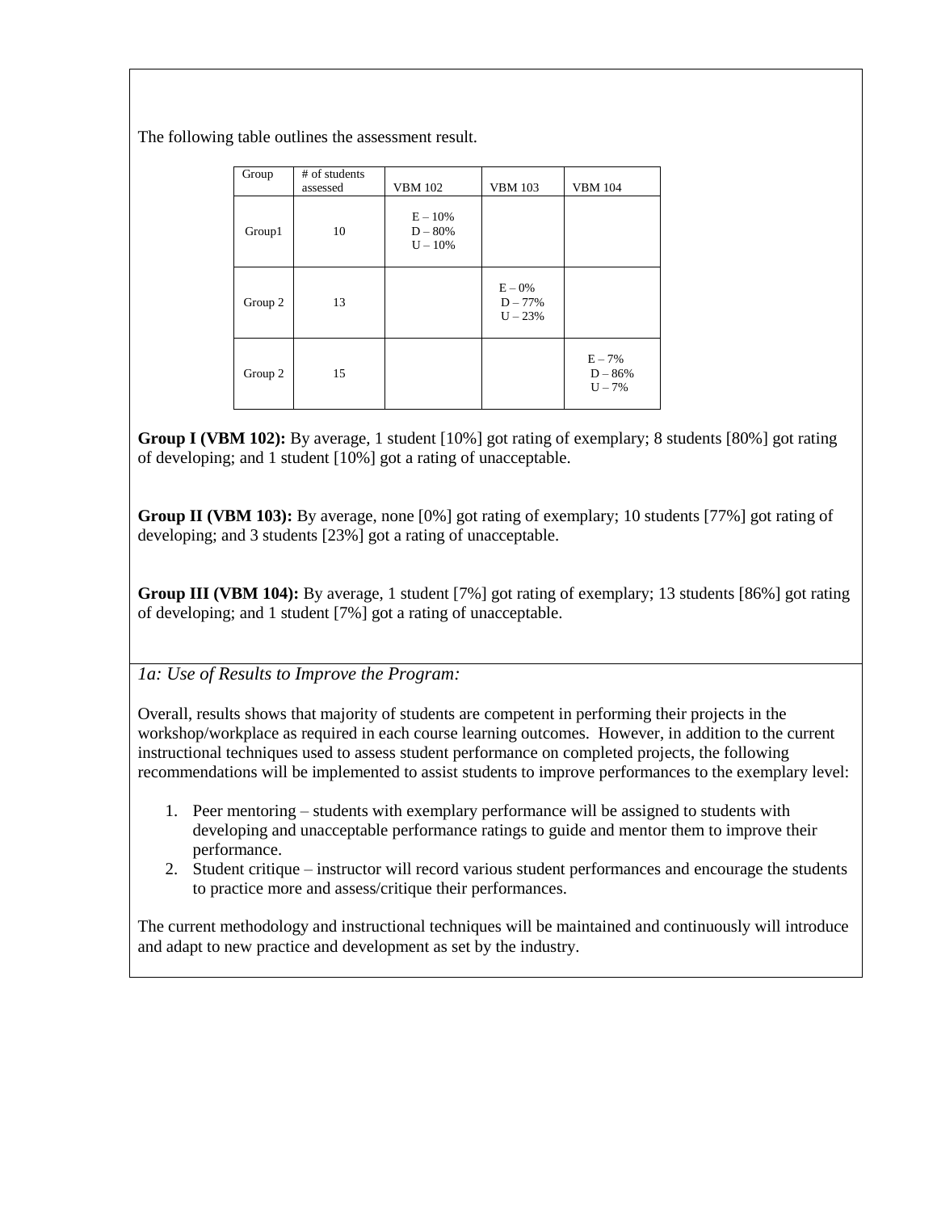The following table outlines the assessment result.

| Group | # of students assessed | VBM 102 | VBM 103 | VBM 104 |
|---|---|---|---|---|
| Group1 | 10 | E – 10%<br>D – 80%<br>U – 10% | | |
| Group 2 | 13 | | E – 0%<br>D – 77%<br>U – 23% | |
| Group 2 | 15 | | | E – 7%<br>D – 86%<br>U – 7% |

**Group I (VBM 102):** By average, 1 student [10%] got rating of exemplary; 8 students [80%] got rating of developing; and 1 student [10%] got a rating of unacceptable.

**Group II (VBM 103):** By average, none [0%] got rating of exemplary; 10 students [77%] got rating of developing; and 3 students [23%] got a rating of unacceptable.

**Group III (VBM 104):** By average, 1 student [7%] got rating of exemplary; 13 students [86%] got rating of developing; and 1 student [7%] got a rating of unacceptable.

*1a: Use of Results to Improve the Program:*

Overall, results shows that majority of students are competent in performing their projects in the workshop/workplace as required in each course learning outcomes. However, in addition to the current instructional techniques used to assess student performance on completed projects, the following recommendations will be implemented to assist students to improve performances to the exemplary level:

1. Peer mentoring – students with exemplary performance will be assigned to students with developing and unacceptable performance ratings to guide and mentor them to improve their performance.
2. Student critique – instructor will record various student performances and encourage the students to practice more and assess/critique their performances.

The current methodology and instructional techniques will be maintained and continuously will introduce and adapt to new practice and development as set by the industry.